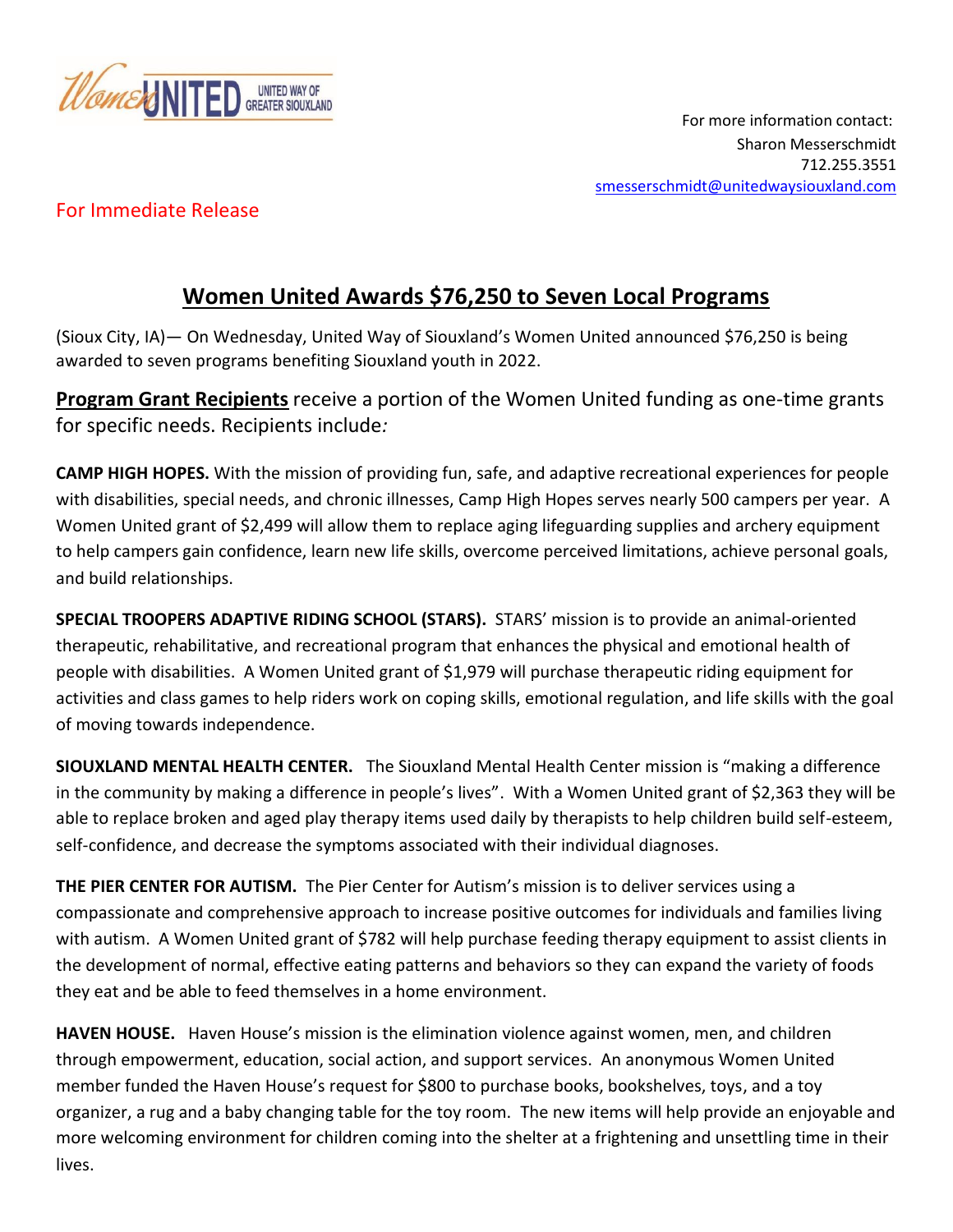WomenUNITED UNITED WAY OF GREATER SIOUXLAND

For more information contact:
Sharon Messerschmidt
712.255.3551
smesserschmidt@unitedwaysiouxland.com

For Immediate Release

# Women United Awards $76,250 to Seven Local Programs

(Sioux City, IA)— On Wednesday, United Way of Siouxland's Women United announced $76,250 is being awarded to seven programs benefiting Siouxland youth in 2022.

**Program Grant Recipients** receive a portion of the Women United funding as one-time grants for specific needs. Recipients include*:*

**CAMP HIGH HOPES.** With the mission of providing fun, safe, and adaptive recreational experiences for people with disabilities, special needs, and chronic illnesses, Camp High Hopes serves nearly 500 campers per year. A Women United grant of $2,499 will allow them to replace aging lifeguarding supplies and archery equipment to help campers gain confidence, learn new life skills, overcome perceived limitations, achieve personal goals, and build relationships.

**SPECIAL TROOPERS ADAPTIVE RIDING SCHOOL (STARS).** STARS' mission is to provide an animal-oriented therapeutic, rehabilitative, and recreational program that enhances the physical and emotional health of people with disabilities. A Women United grant of $1,979 will purchase therapeutic riding equipment for activities and class games to help riders work on coping skills, emotional regulation, and life skills with the goal of moving towards independence.

**SIOUXLAND MENTAL HEALTH CENTER.** The Siouxland Mental Health Center mission is "making a difference in the community by making a difference in people's lives". With a Women United grant of $2,363 they will be able to replace broken and aged play therapy items used daily by therapists to help children build self-esteem, self-confidence, and decrease the symptoms associated with their individual diagnoses.

**THE PIER CENTER FOR AUTISM.** The Pier Center for Autism's mission is to deliver services using a compassionate and comprehensive approach to increase positive outcomes for individuals and families living with autism. A Women United grant of $782 will help purchase feeding therapy equipment to assist clients in the development of normal, effective eating patterns and behaviors so they can expand the variety of foods they eat and be able to feed themselves in a home environment.

**HAVEN HOUSE.** Haven House's mission is the elimination violence against women, men, and children through empowerment, education, social action, and support services. An anonymous Women United member funded the Haven House's request for $800 to purchase books, bookshelves, toys, and a toy organizer, a rug and a baby changing table for the toy room. The new items will help provide an enjoyable and more welcoming environment for children coming into the shelter at a frightening and unsettling time in their lives.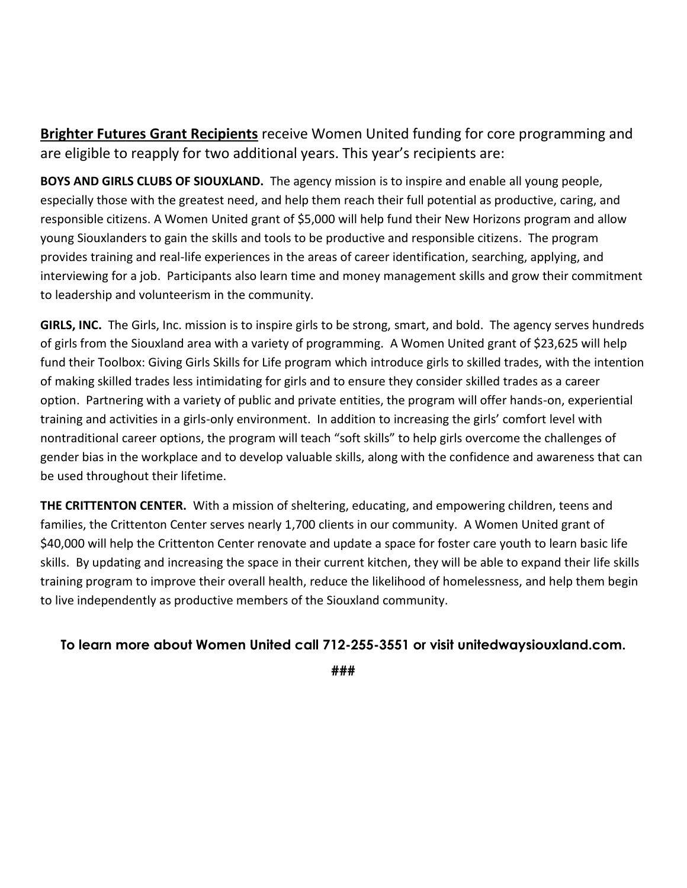**Brighter Futures Grant Recipients** receive Women United funding for core programming and are eligible to reapply for two additional years. This year's recipients are:

**BOYS AND GIRLS CLUBS OF SIOUXLAND.** The agency mission is to inspire and enable all young people, especially those with the greatest need, and help them reach their full potential as productive, caring, and responsible citizens. A Women United grant of $5,000 will help fund their New Horizons program and allow young Siouxlanders to gain the skills and tools to be productive and responsible citizens. The program provides training and real-life experiences in the areas of career identification, searching, applying, and interviewing for a job. Participants also learn time and money management skills and grow their commitment to leadership and volunteerism in the community.

**GIRLS, INC.** The Girls, Inc. mission is to inspire girls to be strong, smart, and bold. The agency serves hundreds of girls from the Siouxland area with a variety of programming. A Women United grant of $23,625 will help fund their Toolbox: Giving Girls Skills for Life program which introduce girls to skilled trades, with the intention of making skilled trades less intimidating for girls and to ensure they consider skilled trades as a career option. Partnering with a variety of public and private entities, the program will offer hands-on, experiential training and activities in a girls-only environment. In addition to increasing the girls' comfort level with nontraditional career options, the program will teach "soft skills" to help girls overcome the challenges of gender bias in the workplace and to develop valuable skills, along with the confidence and awareness that can be used throughout their lifetime.

**THE CRITTENTON CENTER.** With a mission of sheltering, educating, and empowering children, teens and families, the Crittenton Center serves nearly 1,700 clients in our community. A Women United grant of $40,000 will help the Crittenton Center renovate and update a space for foster care youth to learn basic life skills. By updating and increasing the space in their current kitchen, they will be able to expand their life skills training program to improve their overall health, reduce the likelihood of homelessness, and help them begin to live independently as productive members of the Siouxland community.

**To learn more about Women United call 712-255-3551 or visit unitedwaysiouxland.com.**

###